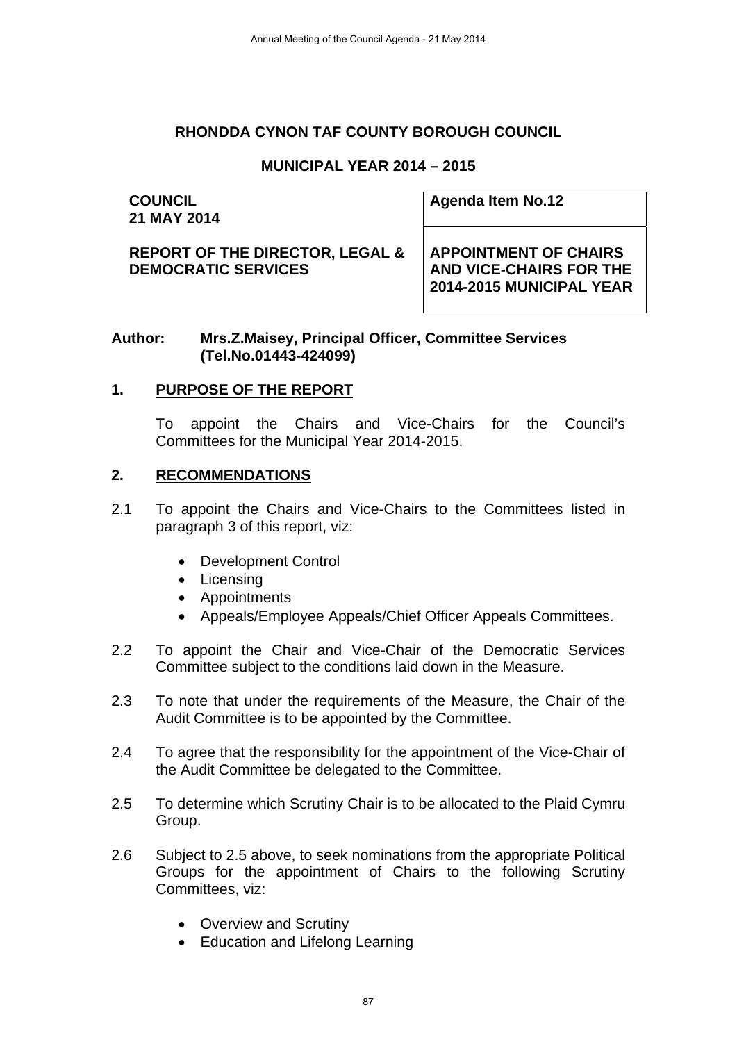**RHONDDA CYNON TAF COUNTY BOROUGH COUNCIL**

**MUNICIPAL YEAR 2014 – 2015**

| **COUNCIL**<br>**21 MAY 2014** | **Agenda Item No.12** |
|---|---|
| **REPORT OF THE DIRECTOR, LEGAL & DEMOCRATIC SERVICES** | **APPOINTMENT OF CHAIRS AND VICE-CHAIRS FOR THE 2014-2015 MUNICIPAL YEAR** |

**Author: Mrs.Z.Maisey, Principal Officer, Committee Services (Tel.No.01443-424099)**

## 1. PURPOSE OF THE REPORT

To appoint the Chairs and Vice-Chairs for the Council's Committees for the Municipal Year 2014-2015.

## 2. RECOMMENDATIONS

2.1 To appoint the Chairs and Vice-Chairs to the Committees listed in paragraph 3 of this report, viz:

- Development Control
- Licensing
- Appointments
- Appeals/Employee Appeals/Chief Officer Appeals Committees.

2.2 To appoint the Chair and Vice-Chair of the Democratic Services Committee subject to the conditions laid down in the Measure.

2.3 To note that under the requirements of the Measure, the Chair of the Audit Committee is to be appointed by the Committee.

2.4 To agree that the responsibility for the appointment of the Vice-Chair of the Audit Committee be delegated to the Committee.

2.5 To determine which Scrutiny Chair is to be allocated to the Plaid Cymru Group.

2.6 Subject to 2.5 above, to seek nominations from the appropriate Political Groups for the appointment of Chairs to the following Scrutiny Committees, viz:

- Overview and Scrutiny
- Education and Lifelong Learning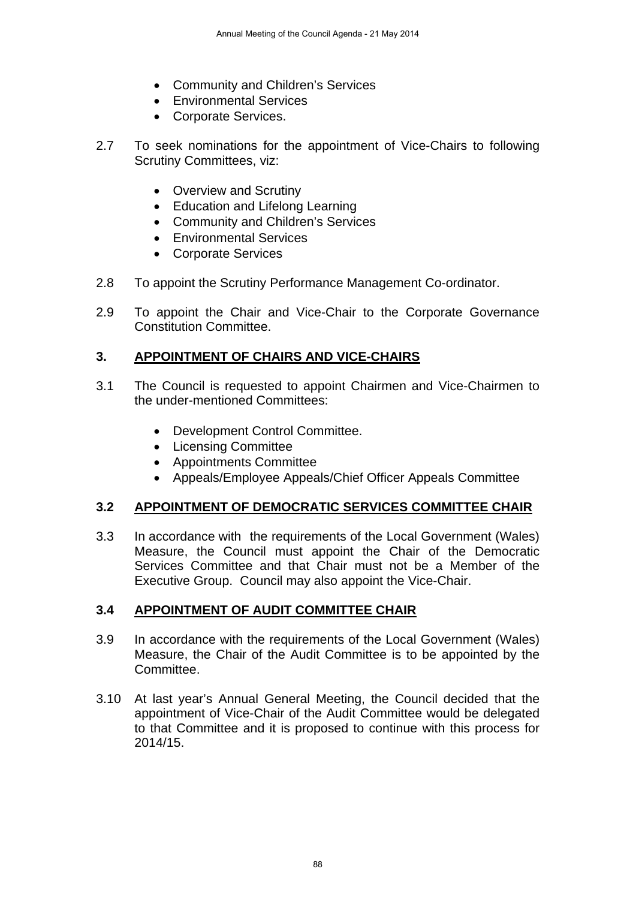- Community and Children's Services
- Environmental Services
- Corporate Services.

2.7 To seek nominations for the appointment of Vice-Chairs to following Scrutiny Committees, viz:

- Overview and Scrutiny
- Education and Lifelong Learning
- Community and Children's Services
- Environmental Services
- Corporate Services

2.8 To appoint the Scrutiny Performance Management Co-ordinator.

2.9 To appoint the Chair and Vice-Chair to the Corporate Governance Constitution Committee.

## 3. APPOINTMENT OF CHAIRS AND VICE-CHAIRS

3.1 The Council is requested to appoint Chairmen and Vice-Chairmen to the under-mentioned Committees:

- Development Control Committee.
- Licensing Committee
- Appointments Committee
- Appeals/Employee Appeals/Chief Officer Appeals Committee

## 3.2 APPOINTMENT OF DEMOCRATIC SERVICES COMMITTEE CHAIR

3.3 In accordance with the requirements of the Local Government (Wales) Measure, the Council must appoint the Chair of the Democratic Services Committee and that Chair must not be a Member of the Executive Group. Council may also appoint the Vice-Chair.

## 3.4 APPOINTMENT OF AUDIT COMMITTEE CHAIR

3.9 In accordance with the requirements of the Local Government (Wales) Measure, the Chair of the Audit Committee is to be appointed by the Committee.

3.10 At last year's Annual General Meeting, the Council decided that the appointment of Vice-Chair of the Audit Committee would be delegated to that Committee and it is proposed to continue with this process for 2014/15.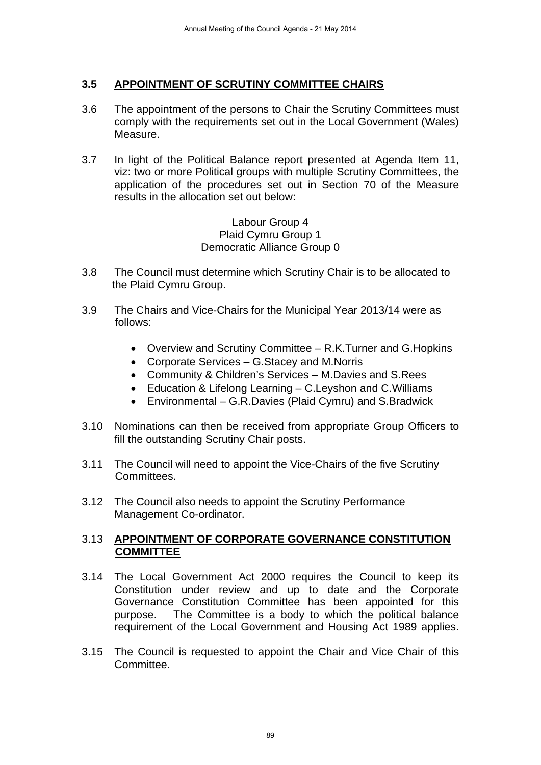### 3.5 APPOINTMENT OF SCRUTINY COMMITTEE CHAIRS

3.6 The appointment of the persons to Chair the Scrutiny Committees must comply with the requirements set out in the Local Government (Wales) Measure.

3.7 In light of the Political Balance report presented at Agenda Item 11, viz: two or more Political groups with multiple Scrutiny Committees, the application of the procedures set out in Section 70 of the Measure results in the allocation set out below:

Labour Group 4
Plaid Cymru Group 1
Democratic Alliance Group 0

3.8 The Council must determine which Scrutiny Chair is to be allocated to the Plaid Cymru Group.

3.9 The Chairs and Vice-Chairs for the Municipal Year 2013/14 were as follows:

- Overview and Scrutiny Committee – R.K.Turner and G.Hopkins
- Corporate Services – G.Stacey and M.Norris
- Community & Children's Services – M.Davies and S.Rees
- Education & Lifelong Learning – C.Leyshon and C.Williams
- Environmental – G.R.Davies (Plaid Cymru) and S.Bradwick

3.10 Nominations can then be received from appropriate Group Officers to fill the outstanding Scrutiny Chair posts.

3.11 The Council will need to appoint the Vice-Chairs of the five Scrutiny Committees.

3.12 The Council also needs to appoint the Scrutiny Performance Management Co-ordinator.

### 3.13 APPOINTMENT OF CORPORATE GOVERNANCE CONSTITUTION COMMITTEE

3.14 The Local Government Act 2000 requires the Council to keep its Constitution under review and up to date and the Corporate Governance Constitution Committee has been appointed for this purpose. The Committee is a body to which the political balance requirement of the Local Government and Housing Act 1989 applies.

3.15 The Council is requested to appoint the Chair and Vice Chair of this Committee.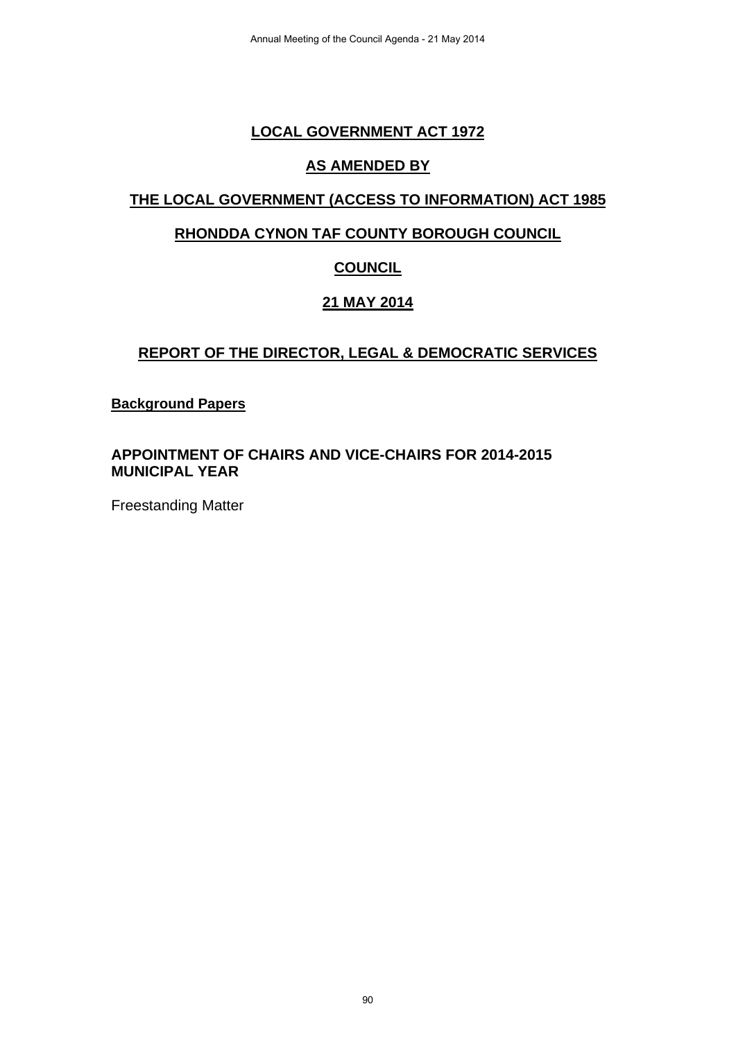**LOCAL GOVERNMENT ACT 1972**

**AS AMENDED BY**

**THE LOCAL GOVERNMENT (ACCESS TO INFORMATION) ACT 1985**

**RHONDDA CYNON TAF COUNTY BOROUGH COUNCIL**

**COUNCIL**

**21 MAY 2014**

**REPORT OF THE DIRECTOR, LEGAL & DEMOCRATIC SERVICES**

**Background Papers**

**APPOINTMENT OF CHAIRS AND VICE-CHAIRS FOR 2014-2015 MUNICIPAL YEAR**

Freestanding Matter